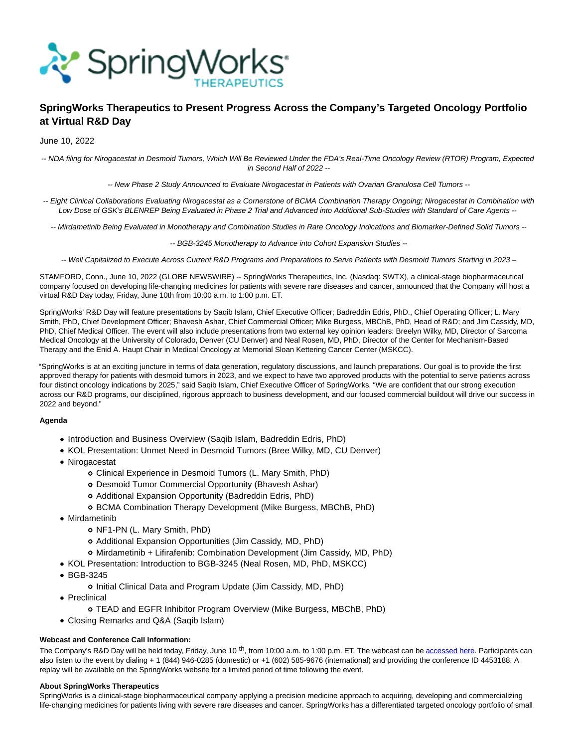# SpringWorks Therapeutics to Present Progress Across the Company's Targeted Oncology Portfolio at Virtual R&D Day

June 10, 2022

*-- NDA filing for Nirogacestat in Desmoid Tumors, Which Will Be Reviewed Under the FDA's Real-Time Oncology Review (RTOR) Program, Expected in Second Half of 2022 --*

*-- New Phase 2 Study Announced to Evaluate Nirogacestat in Patients with Ovarian Granulosa Cell Tumors --*

*-- Eight Clinical Collaborations Evaluating Nirogacestat as a Cornerstone of BCMA Combination Therapy Ongoing; Nirogacestat in Combination with Low Dose of GSK's BLENREP Being Evaluated in Phase 2 Trial and Advanced into Additional Sub-Studies with Standard of Care Agents --*

*-- Mirdametinib Being Evaluated in Monotherapy and Combination Studies in Rare Oncology Indications and Biomarker-Defined Solid Tumors --*

*-- BGB-3245 Monotherapy to Advance into Cohort Expansion Studies --*

*-- Well Capitalized to Execute Across Current R&D Programs and Preparations to Serve Patients with Desmoid Tumors Starting in 2023 –*

STAMFORD, Conn., June 10, 2022 (GLOBE NEWSWIRE) -- SpringWorks Therapeutics, Inc. (Nasdaq: SWTX), a clinical-stage biopharmaceutical company focused on developing life-changing medicines for patients with severe rare diseases and cancer, announced that the Company will host a virtual R&D Day today, Friday, June 10th from 10:00 a.m. to 1:00 p.m. ET.

SpringWorks' R&D Day will feature presentations by Saqib Islam, Chief Executive Officer; Badreddin Edris, PhD., Chief Operating Officer; L. Mary Smith, PhD, Chief Development Officer; Bhavesh Ashar, Chief Commercial Officer; Mike Burgess, MBChB, PhD, Head of R&D; and Jim Cassidy, MD, PhD, Chief Medical Officer. The event will also include presentations from two external key opinion leaders: Breelyn Wilky, MD, Director of Sarcoma Medical Oncology at the University of Colorado, Denver (CU Denver) and Neal Rosen, MD, PhD, Director of the Center for Mechanism-Based Therapy and the Enid A. Haupt Chair in Medical Oncology at Memorial Sloan Kettering Cancer Center (MSKCC).

"SpringWorks is at an exciting juncture in terms of data generation, regulatory discussions, and launch preparations. Our goal is to provide the first approved therapy for patients with desmoid tumors in 2023, and we expect to have two approved products with the potential to serve patients across four distinct oncology indications by 2025," said Saqib Islam, Chief Executive Officer of SpringWorks. "We are confident that our strong execution across our R&D programs, our disciplined, rigorous approach to business development, and our focused commercial buildout will drive our success in 2022 and beyond."

**Agenda**

- Introduction and Business Overview (Saqib Islam, Badreddin Edris, PhD)
- KOL Presentation: Unmet Need in Desmoid Tumors (Bree Wilky, MD, CU Denver)
- Nirogacestat
    - Clinical Experience in Desmoid Tumors (L. Mary Smith, PhD)
    - Desmoid Tumor Commercial Opportunity (Bhavesh Ashar)
    - Additional Expansion Opportunity (Badreddin Edris, PhD)
    - BCMA Combination Therapy Development (Mike Burgess, MBChB, PhD)
- Mirdametinib
    - NF1-PN (L. Mary Smith, PhD)
    - Additional Expansion Opportunities (Jim Cassidy, MD, PhD)
    - Mirdametinib + Lifirafenib: Combination Development (Jim Cassidy, MD, PhD)
- KOL Presentation: Introduction to BGB-3245 (Neal Rosen, MD, PhD, MSKCC)
- BGB-3245
    - Initial Clinical Data and Program Update (Jim Cassidy, MD, PhD)
- Preclinical
    - TEAD and EGFR Inhibitor Program Overview (Mike Burgess, MBChB, PhD)
- Closing Remarks and Q&A (Saqib Islam)

**Webcast and Conference Call Information:**

The Company's R&D Day will be held today, Friday, June 10 th, from 10:00 a.m. to 1:00 p.m. ET. The webcast can be accessed here. Participants can also listen to the event by dialing + 1 (844) 946-0285 (domestic) or +1 (602) 585-9676 (international) and providing the conference ID 4453188. A replay will be available on the SpringWorks website for a limited period of time following the event.

**About SpringWorks Therapeutics**

SpringWorks is a clinical-stage biopharmaceutical company applying a precision medicine approach to acquiring, developing and commercializing life-changing medicines for patients living with severe rare diseases and cancer. SpringWorks has a differentiated targeted oncology portfolio of small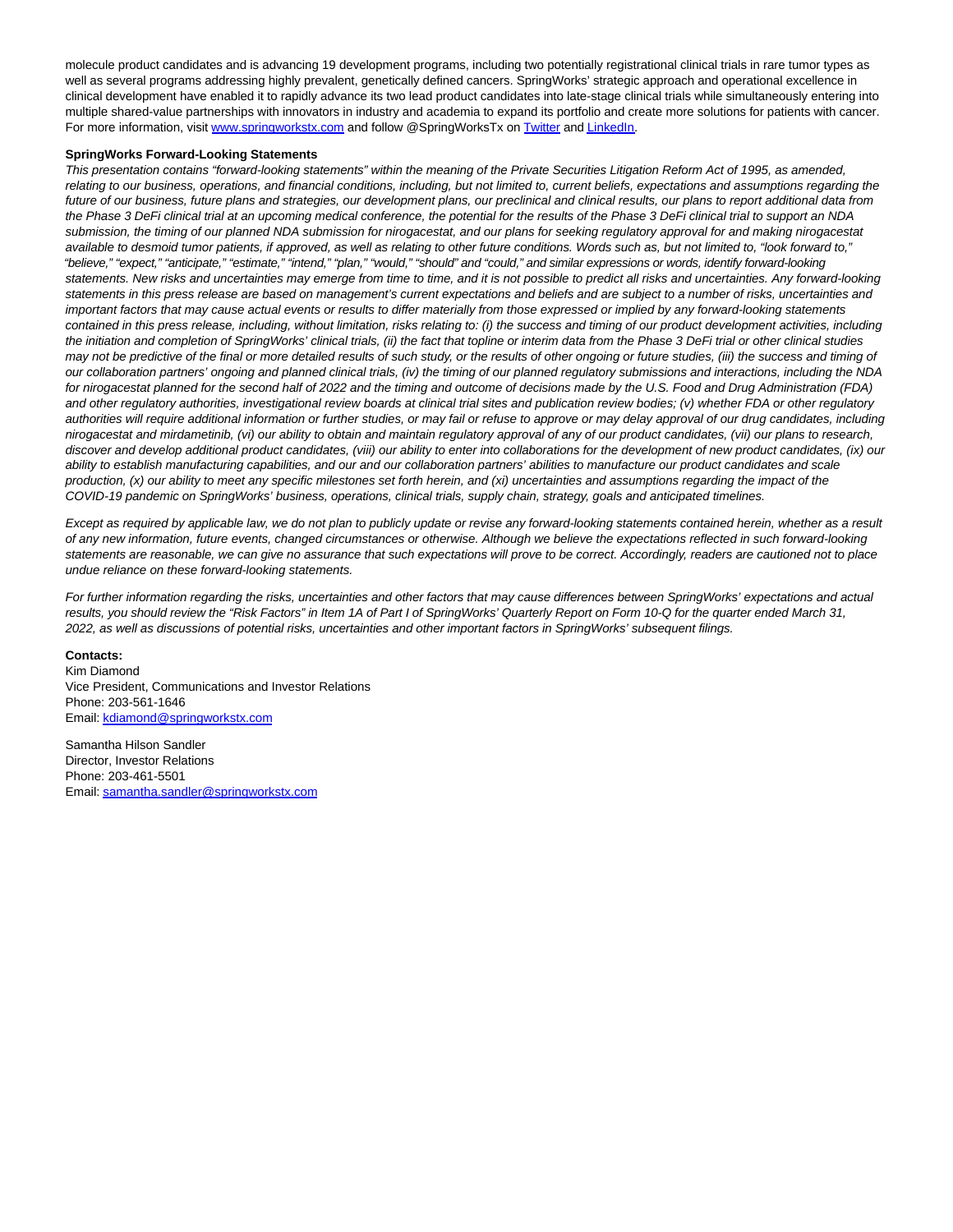molecule product candidates and is advancing 19 development programs, including two potentially registrational clinical trials in rare tumor types as well as several programs addressing highly prevalent, genetically defined cancers. SpringWorks' strategic approach and operational excellence in clinical development have enabled it to rapidly advance its two lead product candidates into late-stage clinical trials while simultaneously entering into multiple shared-value partnerships with innovators in industry and academia to expand its portfolio and create more solutions for patients with cancer. For more information, visit [www.springworkstx.com](www.springworkstx.com) and follow @SpringWorksTx on [Twitter]() and [LinkedIn]().

**SpringWorks Forward-Looking Statements**

*This presentation contains "forward-looking statements" within the meaning of the Private Securities Litigation Reform Act of 1995, as amended, relating to our business, operations, and financial conditions, including, but not limited to, current beliefs, expectations and assumptions regarding the future of our business, future plans and strategies, our development plans, our preclinical and clinical results, our plans to report additional data from the Phase 3 DeFi clinical trial at an upcoming medical conference, the potential for the results of the Phase 3 DeFi clinical trial to support an NDA submission, the timing of our planned NDA submission for nirogacestat, and our plans for seeking regulatory approval for and making nirogacestat available to desmoid tumor patients, if approved, as well as relating to other future conditions. Words such as, but not limited to, "look forward to," "believe," "expect," "anticipate," "estimate," "intend," "plan," "would," "should" and "could," and similar expressions or words, identify forward-looking statements. New risks and uncertainties may emerge from time to time, and it is not possible to predict all risks and uncertainties. Any forward-looking statements in this press release are based on management's current expectations and beliefs and are subject to a number of risks, uncertainties and important factors that may cause actual events or results to differ materially from those expressed or implied by any forward-looking statements contained in this press release, including, without limitation, risks relating to: (i) the success and timing of our product development activities, including the initiation and completion of SpringWorks' clinical trials, (ii) the fact that topline or interim data from the Phase 3 DeFi trial or other clinical studies may not be predictive of the final or more detailed results of such study, or the results of other ongoing or future studies, (iii) the success and timing of our collaboration partners' ongoing and planned clinical trials, (iv) the timing of our planned regulatory submissions and interactions, including the NDA for nirogacestat planned for the second half of 2022 and the timing and outcome of decisions made by the U.S. Food and Drug Administration (FDA) and other regulatory authorities, investigational review boards at clinical trial sites and publication review bodies; (v) whether FDA or other regulatory authorities will require additional information or further studies, or may fail or refuse to approve or may delay approval of our drug candidates, including nirogacestat and mirdametinib, (vi) our ability to obtain and maintain regulatory approval of any of our product candidates, (vii) our plans to research, discover and develop additional product candidates, (viii) our ability to enter into collaborations for the development of new product candidates, (ix) our ability to establish manufacturing capabilities, and our and our collaboration partners' abilities to manufacture our product candidates and scale production, (x) our ability to meet any specific milestones set forth herein, and (xi) uncertainties and assumptions regarding the impact of the COVID-19 pandemic on SpringWorks' business, operations, clinical trials, supply chain, strategy, goals and anticipated timelines.*

*Except as required by applicable law, we do not plan to publicly update or revise any forward-looking statements contained herein, whether as a result of any new information, future events, changed circumstances or otherwise. Although we believe the expectations reflected in such forward-looking statements are reasonable, we can give no assurance that such expectations will prove to be correct. Accordingly, readers are cautioned not to place undue reliance on these forward-looking statements.*

*For further information regarding the risks, uncertainties and other factors that may cause differences between SpringWorks' expectations and actual results, you should review the "Risk Factors" in Item 1A of Part I of SpringWorks' Quarterly Report on Form 10-Q for the quarter ended March 31, 2022, as well as discussions of potential risks, uncertainties and other important factors in SpringWorks' subsequent filings.*

**Contacts:**

Kim Diamond
Vice President, Communications and Investor Relations
Phone: 203-561-1646
Email: [kdiamond@springworkstx.com](mailto:kdiamond@springworkstx.com)

Samantha Hilson Sandler
Director, Investor Relations
Phone: 203-461-5501
Email: [samantha.sandler@springworkstx.com](mailto:samantha.sandler@springworkstx.com)